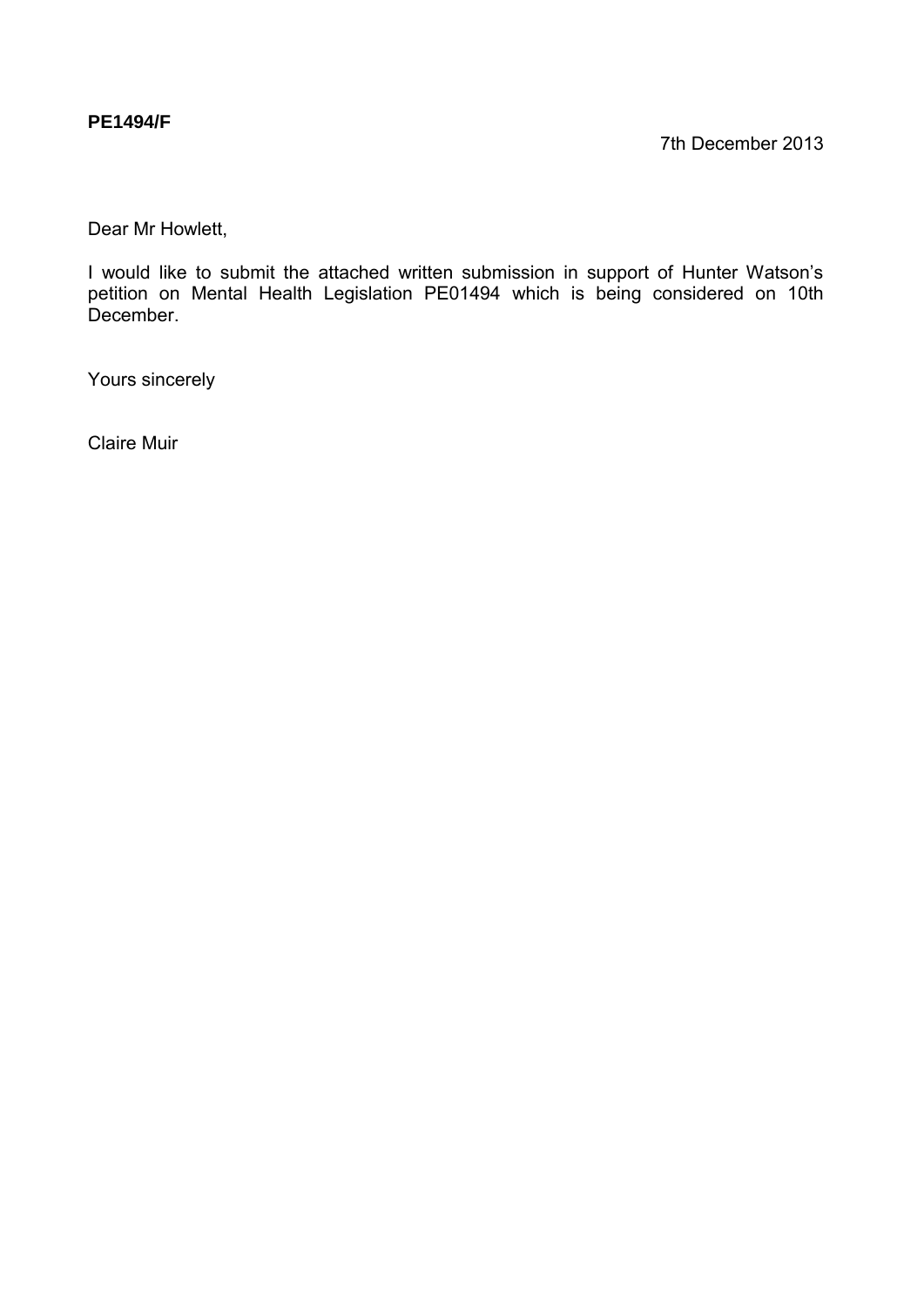**PE1494/F**

7th December 2013

Dear Mr Howlett,

I would like to submit the attached written submission in support of Hunter Watson's petition on Mental Health Legislation PE01494 which is being considered on 10th December.

Yours sincerely

Claire Muir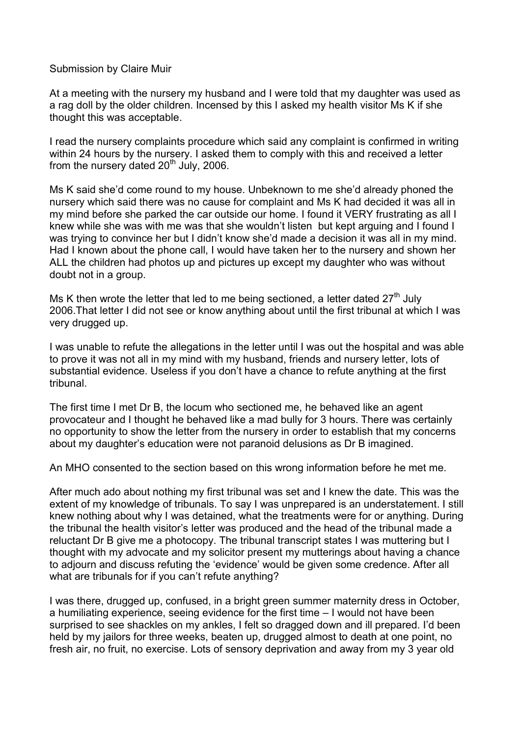Submission by Claire Muir

At a meeting with the nursery my husband and I were told that my daughter was used as a rag doll by the older children. Incensed by this I asked my health visitor Ms K if she thought this was acceptable.

I read the nursery complaints procedure which said any complaint is confirmed in writing within 24 hours by the nursery. I asked them to comply with this and received a letter from the nursery dated 20th July, 2006.

Ms K said she'd come round to my house. Unbeknown to me she'd already phoned the nursery which said there was no cause for complaint and Ms K had decided it was all in my mind before she parked the car outside our home. I found it VERY frustrating as all I knew while she was with me was that she wouldn't listen but kept arguing and I found I was trying to convince her but I didn't know she'd made a decision it was all in my mind. Had I known about the phone call, I would have taken her to the nursery and shown her ALL the children had photos up and pictures up except my daughter who was without doubt not in a group.

Ms K then wrote the letter that led to me being sectioned, a letter dated 27th July 2006.That letter I did not see or know anything about until the first tribunal at which I was very drugged up.

I was unable to refute the allegations in the letter until I was out the hospital and was able to prove it was not all in my mind with my husband, friends and nursery letter, lots of substantial evidence. Useless if you don't have a chance to refute anything at the first tribunal.

The first time I met Dr B, the locum who sectioned me, he behaved like an agent provocateur and I thought he behaved like a mad bully for 3 hours. There was certainly no opportunity to show the letter from the nursery in order to establish that my concerns about my daughter's education were not paranoid delusions as Dr B imagined.

An MHO consented to the section based on this wrong information before he met me.

After much ado about nothing my first tribunal was set and I knew the date. This was the extent of my knowledge of tribunals. To say I was unprepared is an understatement. I still knew nothing about why I was detained, what the treatments were for or anything. During the tribunal the health visitor's letter was produced and the head of the tribunal made a reluctant Dr B give me a photocopy. The tribunal transcript states I was muttering but I thought with my advocate and my solicitor present my mutterings about having a chance to adjourn and discuss refuting the 'evidence' would be given some credence. After all what are tribunals for if you can't refute anything?

I was there, drugged up, confused, in a bright green summer maternity dress in October, a humiliating experience, seeing evidence for the first time – I would not have been surprised to see shackles on my ankles, I felt so dragged down and ill prepared. I'd been held by my jailors for three weeks, beaten up, drugged almost to death at one point, no fresh air, no fruit, no exercise. Lots of sensory deprivation and away from my 3 year old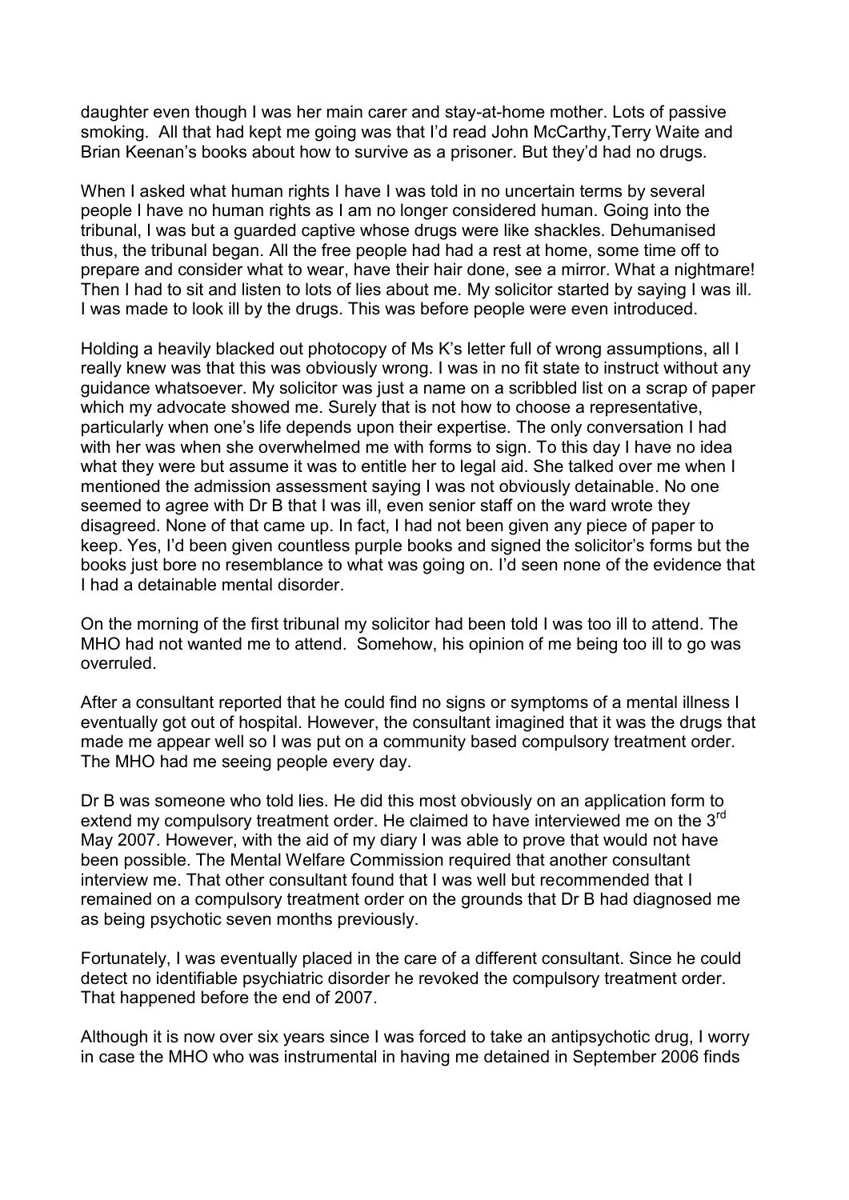daughter even though I was her main carer and stay-at-home mother. Lots of passive smoking. All that had kept me going was that I'd read John McCarthy,Terry Waite and Brian Keenan's books about how to survive as a prisoner. But they'd had no drugs.

When I asked what human rights I have I was told in no uncertain terms by several people I have no human rights as I am no longer considered human. Going into the tribunal, I was but a guarded captive whose drugs were like shackles. Dehumanised thus, the tribunal began. All the free people had had a rest at home, some time off to prepare and consider what to wear, have their hair done, see a mirror. What a nightmare! Then I had to sit and listen to lots of lies about me. My solicitor started by saying I was ill. I was made to look ill by the drugs. This was before people were even introduced.

Holding a heavily blacked out photocopy of Ms K's letter full of wrong assumptions, all I really knew was that this was obviously wrong. I was in no fit state to instruct without any guidance whatsoever. My solicitor was just a name on a scribbled list on a scrap of paper which my advocate showed me. Surely that is not how to choose a representative, particularly when one's life depends upon their expertise. The only conversation I had with her was when she overwhelmed me with forms to sign. To this day I have no idea what they were but assume it was to entitle her to legal aid. She talked over me when I mentioned the admission assessment saying I was not obviously detainable. No one seemed to agree with Dr B that I was ill, even senior staff on the ward wrote they disagreed. None of that came up. In fact, I had not been given any piece of paper to keep. Yes, I'd been given countless purple books and signed the solicitor's forms but the books just bore no resemblance to what was going on. I'd seen none of the evidence that I had a detainable mental disorder.

On the morning of the first tribunal my solicitor had been told I was too ill to attend. The MHO had not wanted me to attend. Somehow, his opinion of me being too ill to go was overruled.

After a consultant reported that he could find no signs or symptoms of a mental illness I eventually got out of hospital. However, the consultant imagined that it was the drugs that made me appear well so I was put on a community based compulsory treatment order. The MHO had me seeing people every day.

Dr B was someone who told lies. He did this most obviously on an application form to extend my compulsory treatment order. He claimed to have interviewed me on the 3rd May 2007. However, with the aid of my diary I was able to prove that would not have been possible. The Mental Welfare Commission required that another consultant interview me. That other consultant found that I was well but recommended that I remained on a compulsory treatment order on the grounds that Dr B had diagnosed me as being psychotic seven months previously.

Fortunately, I was eventually placed in the care of a different consultant. Since he could detect no identifiable psychiatric disorder he revoked the compulsory treatment order. That happened before the end of 2007.

Although it is now over six years since I was forced to take an antipsychotic drug, I worry in case the MHO who was instrumental in having me detained in September 2006 finds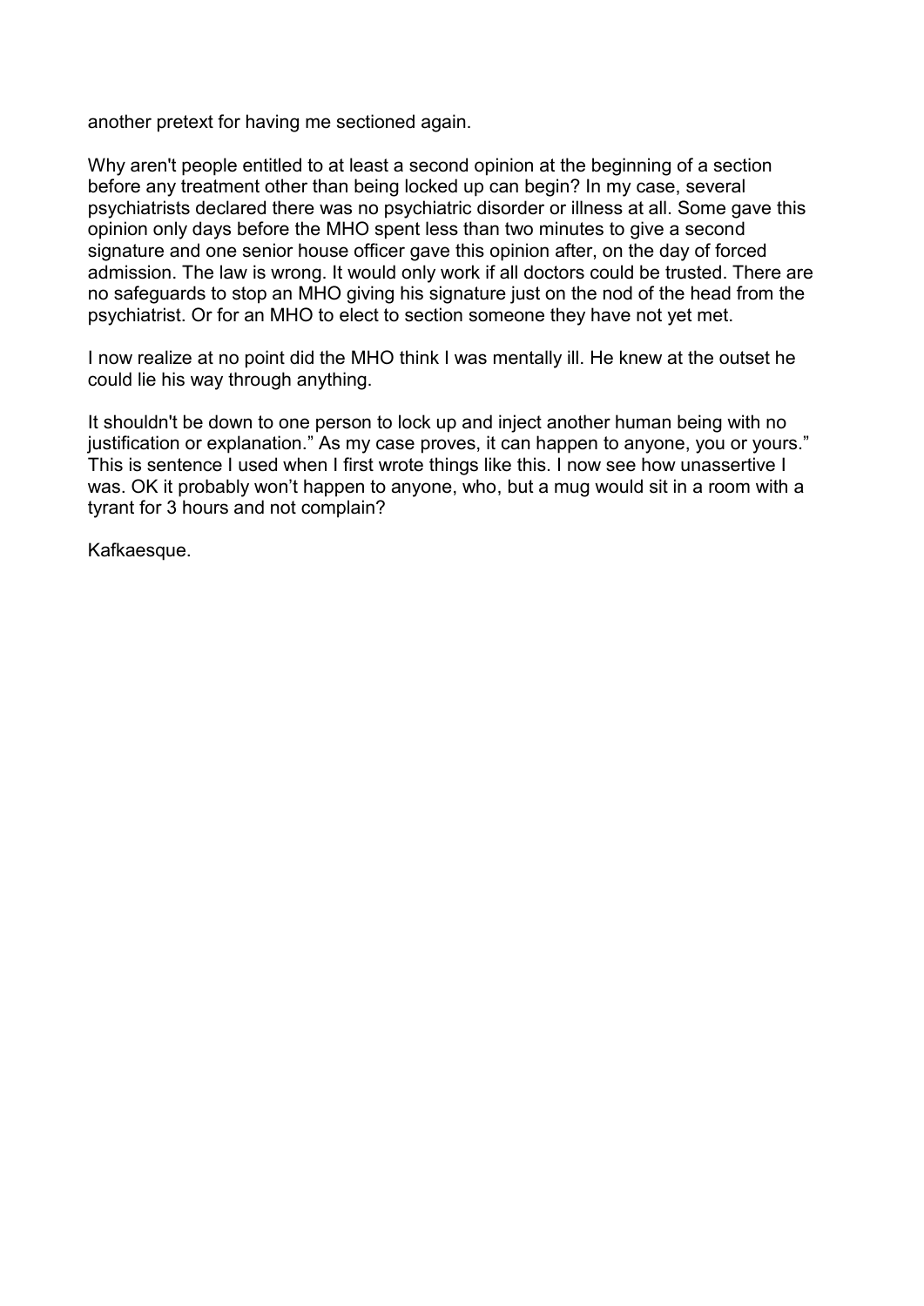another pretext for having me sectioned again.

Why aren't people entitled to at least a second opinion at the beginning of a section before any treatment other than being locked up can begin? In my case, several psychiatrists declared there was no psychiatric disorder or illness at all. Some gave this opinion only days before the MHO spent less than two minutes to give a second signature and one senior house officer gave this opinion after, on the day of forced admission. The law is wrong. It would only work if all doctors could be trusted. There are no safeguards to stop an MHO giving his signature just on the nod of the head from the psychiatrist. Or for an MHO to elect to section someone they have not yet met.

I now realize at no point did the MHO think I was mentally ill. He knew at the outset he could lie his way through anything.

It shouldn't be down to one person to lock up and inject another human being with no justification or explanation." As my case proves, it can happen to anyone, you or yours." This is sentence I used when I first wrote things like this. I now see how unassertive I was. OK it probably won't happen to anyone, who, but a mug would sit in a room with a tyrant for 3 hours and not complain?

Kafkaesque.